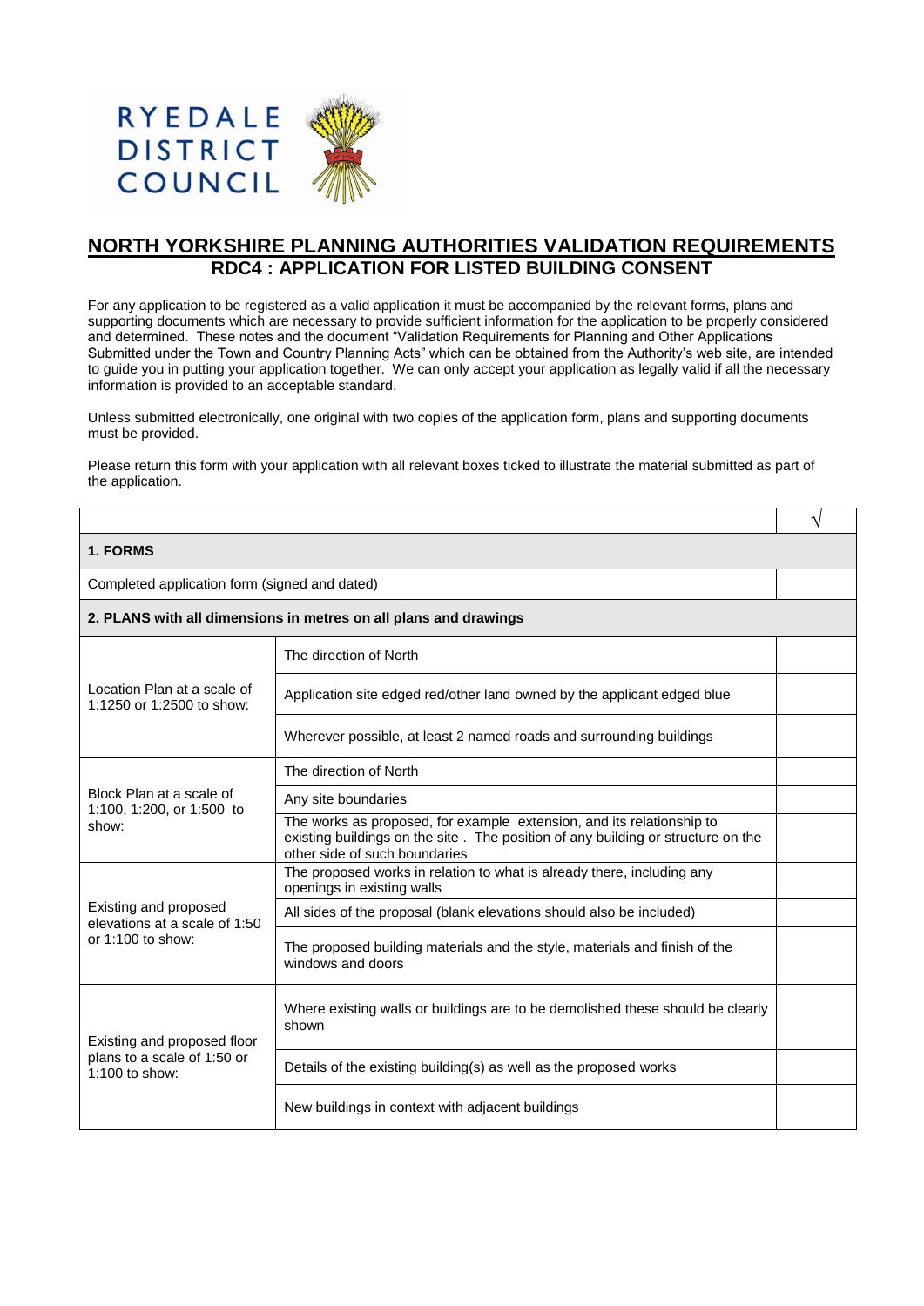RYEDALE DISTRICT COUNCIL

# NORTH YORKSHIRE PLANNING AUTHORITIES VALIDATION REQUIREMENTS

## RDC4 : APPLICATION FOR LISTED BUILDING CONSENT

For any application to be registered as a valid application it must be accompanied by the relevant forms, plans and supporting documents which are necessary to provide sufficient information for the application to be properly considered and determined. These notes and the document "Validation Requirements for Planning and Other Applications Submitted under the Town and Country Planning Acts" which can be obtained from the Authority's web site, are intended to guide you in putting your application together. We can only accept your application as legally valid if all the necessary information is provided to an acceptable standard.

Unless submitted electronically, one original with two copies of the application form, plans and supporting documents must be provided.

Please return this form with your application with all relevant boxes ticked to illustrate the material submitted as part of the application.

| | | √ |
|---|---|---|
| **1. FORMS** | | |
| Completed application form (signed and dated) | | |
| **2. PLANS with all dimensions in metres on all plans and drawings** | | |
| Location Plan at a scale of 1:1250 or 1:2500 to show: | The direction of North | |
| | Application site edged red/other land owned by the applicant edged blue | |
| | Wherever possible, at least 2 named roads and surrounding buildings | |
| Block Plan at a scale of 1:100, 1:200, or 1:500 to show: | The direction of North | |
| | Any site boundaries | |
| | The works as proposed, for example extension, and its relationship to existing buildings on the site . The position of any building or structure on the other side of such boundaries | |
| Existing and proposed elevations at a scale of 1:50 or 1:100 to show: | The proposed works in relation to what is already there, including any openings in existing walls | |
| | All sides of the proposal (blank elevations should also be included) | |
| | The proposed building materials and the style, materials and finish of the windows and doors | |
| Existing and proposed floor plans to a scale of 1:50 or 1:100 to show: | Where existing walls or buildings are to be demolished these should be clearly shown | |
| | Details of the existing building(s) as well as the proposed works | |
| | New buildings in context with adjacent buildings | |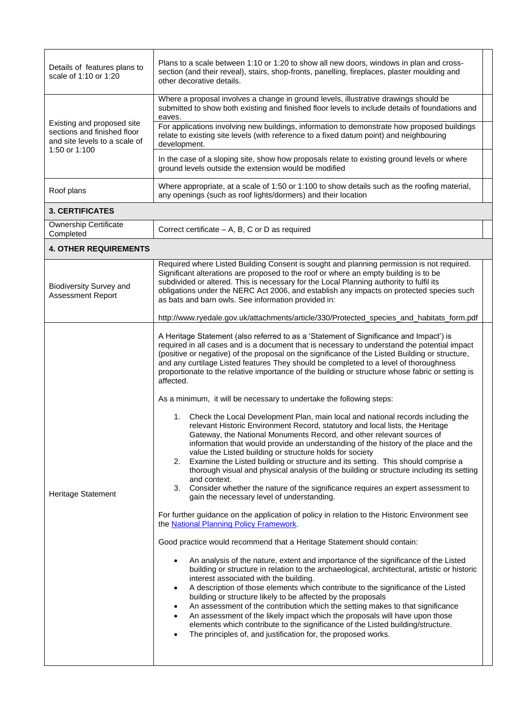| | | |
|---|---|---|
| Details of features plans to scale of 1:10 or 1:20 | Plans to a scale between 1:10 or 1:20 to show all new doors, windows in plan and cross-section (and their reveal), stairs, shop-fronts, panelling, fireplaces, plaster moulding and other decorative details. | |
| Existing and proposed site sections and finished floor and site levels to a scale of 1:50 or 1:100 | Where a proposal involves a change in ground levels, illustrative drawings should be submitted to show both existing and finished floor levels to include details of foundations and eaves. | |
| | For applications involving new buildings, information to demonstrate how proposed buildings relate to existing site levels (with reference to a fixed datum point) and neighbouring development. | |
| | In the case of a sloping site, show how proposals relate to existing ground levels or where ground levels outside the extension would be modified | |
| Roof plans | Where appropriate, at a scale of 1:50 or 1:100 to show details such as the roofing material, any openings (such as roof lights/dormers) and their location | |
| **3. CERTIFICATES** | | |
| Ownership Certificate Completed | Correct certificate – A, B, C or D as required | |
| **4. OTHER REQUIREMENTS** | | |
| Biodiversity Survey and Assessment Report | Required where Listed Building Consent is sought and planning permission is not required. Significant alterations are proposed to the roof or where an empty building is to be subdivided or altered. This is necessary for the Local Planning authority to fulfil its obligations under the NERC Act 2006, and establish any impacts on protected species such as bats and barn owls. See information provided in:<br><br>http://www.ryedale.gov.uk/attachments/article/330/Protected_species_and_habitats_form.pdf | |
| Heritage Statement | A Heritage Statement (also referred to as a 'Statement of Significance and Impact') is required in all cases and is a document that is necessary to understand the potential impact (positive or negative) of the proposal on the significance of the Listed Building or structure, and any curtilage Listed features They should be completed to a level of thoroughness proportionate to the relative importance of the building or structure whose fabric or setting is affected.<br><br>As a minimum, it will be necessary to undertake the following steps:<br><br>1. Check the Local Development Plan, main local and national records including the relevant Historic Environment Record, statutory and local lists, the Heritage Gateway, the National Monuments Record, and other relevant sources of information that would provide an understanding of the history of the place and the value the Listed building or structure holds for society<br>2. Examine the Listed building or structure and its setting. This should comprise a thorough visual and physical analysis of the building or structure including its setting and context.<br>3. Consider whether the nature of the significance requires an expert assessment to gain the necessary level of understanding.<br><br>For further guidance on the application of policy in relation to the Historic Environment see the National Planning Policy Framework.<br><br>Good practice would recommend that a Heritage Statement should contain:<br><br>• An analysis of the nature, extent and importance of the significance of the Listed building or structure in relation to the archaeological, architectural, artistic or historic interest associated with the building.<br>• A description of those elements which contribute to the significance of the Listed building or structure likely to be affected by the proposals<br>• An assessment of the contribution which the setting makes to that significance<br>• An assessment of the likely impact which the proposals will have upon those elements which contribute to the significance of the Listed building/structure.<br>• The principles of, and justification for, the proposed works. | |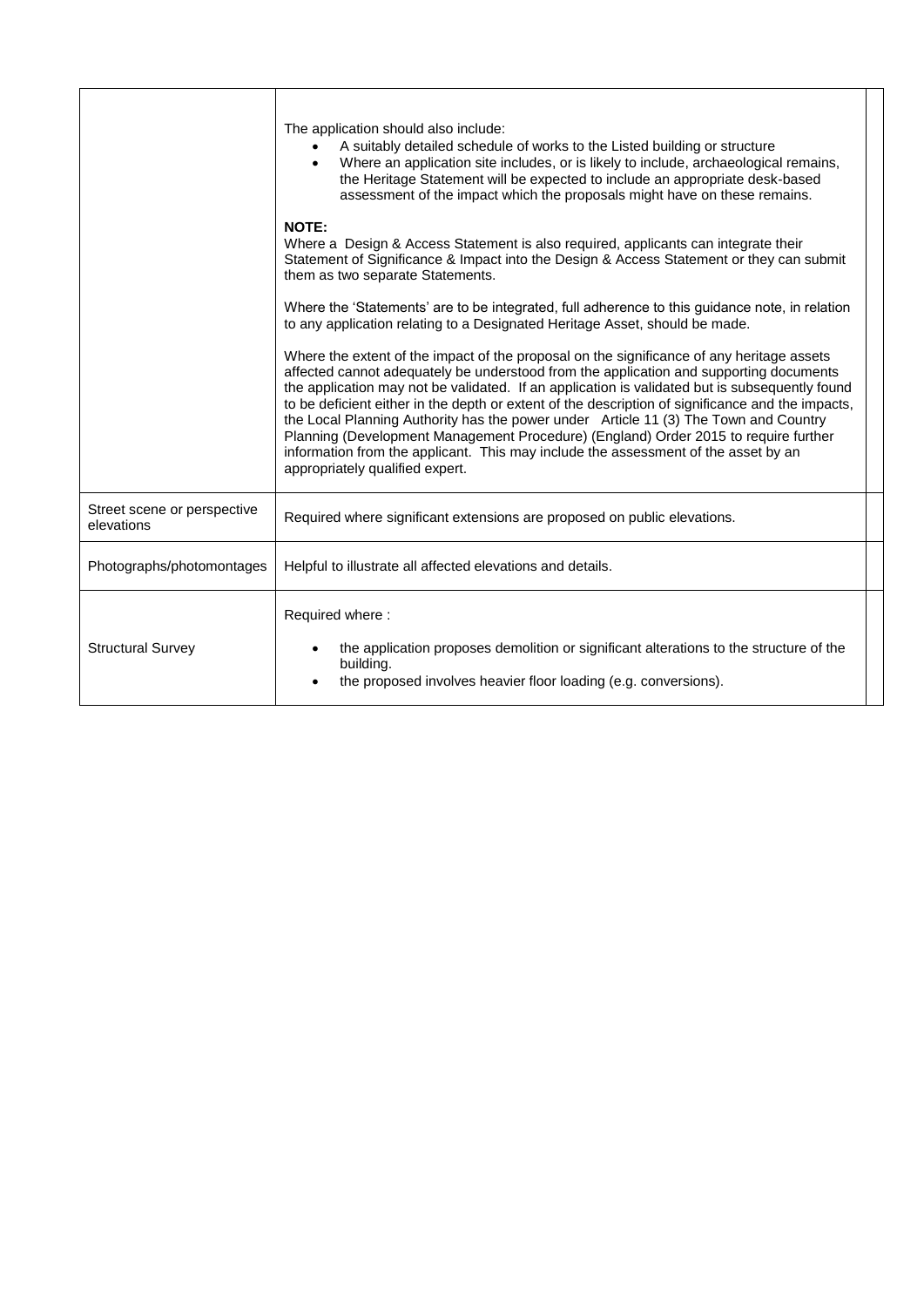| | | |
|---|---|---|
| | The application should also include:<br>• A suitably detailed schedule of works to the Listed building or structure<br>• Where an application site includes, or is likely to include, archaeological remains, the Heritage Statement will be expected to include an appropriate desk-based assessment of the impact which the proposals might have on these remains.<br><br>**NOTE:**<br>Where a Design & Access Statement is also required, applicants can integrate their Statement of Significance & Impact into the Design & Access Statement or they can submit them as two separate Statements.<br><br>Where the 'Statements' are to be integrated, full adherence to this guidance note, in relation to any application relating to a Designated Heritage Asset, should be made.<br><br>Where the extent of the impact of the proposal on the significance of any heritage assets affected cannot adequately be understood from the application and supporting documents the application may not be validated. If an application is validated but is subsequently found to be deficient either in the depth or extent of the description of significance and the impacts, the Local Planning Authority has the power under Article 11 (3) The Town and Country Planning (Development Management Procedure) (England) Order 2015 to require further information from the applicant. This may include the assessment of the asset by an appropriately qualified expert. | |
| Street scene or perspective elevations | Required where significant extensions are proposed on public elevations. | |
| Photographs/photomontages | Helpful to illustrate all affected elevations and details. | |
| Structural Survey | Required where :<br><br>• the application proposes demolition or significant alterations to the structure of the building.<br>• the proposed involves heavier floor loading (e.g. conversions). | |